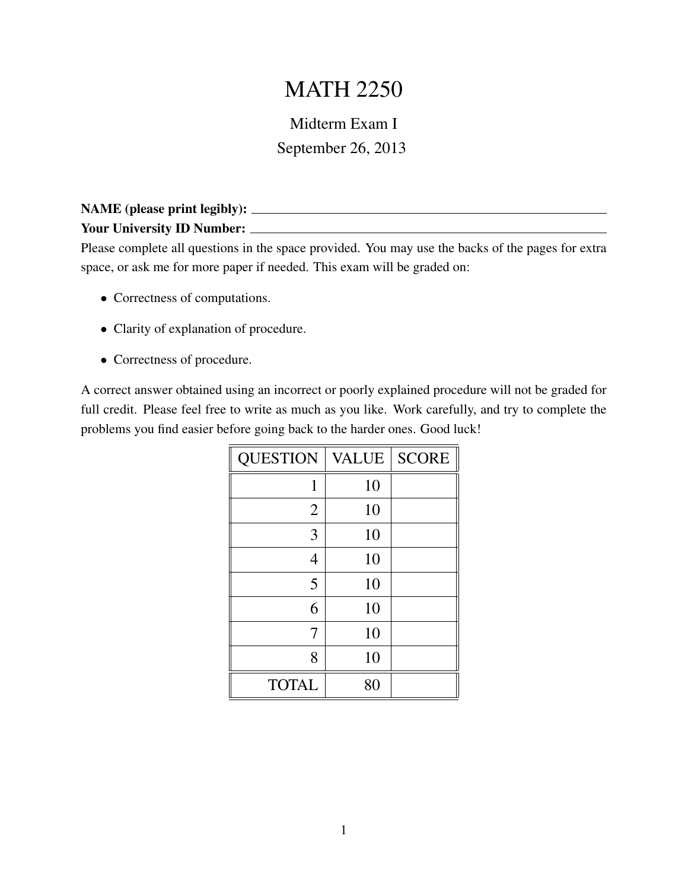# MATH 2250

## Midterm Exam I

September 26, 2013

**NAME (please print legibly):** ______________________________

**Your University ID Number:** ______________________________

Please complete all questions in the space provided. You may use the backs of the pages for extra space, or ask me for more paper if needed. This exam will be graded on:

- Correctness of computations.
- Clarity of explanation of procedure.
- Correctness of procedure.

A correct answer obtained using an incorrect or poorly explained procedure will not be graded for full credit. Please feel free to write as much as you like. Work carefully, and try to complete the problems you find easier before going back to the harder ones. Good luck!

| QUESTION | VALUE | SCORE |
|---|---|---|
| 1 | 10 | |
| 2 | 10 | |
| 3 | 10 | |
| 4 | 10 | |
| 5 | 10 | |
| 6 | 10 | |
| 7 | 10 | |
| 8 | 10 | |
| TOTAL | 80 | |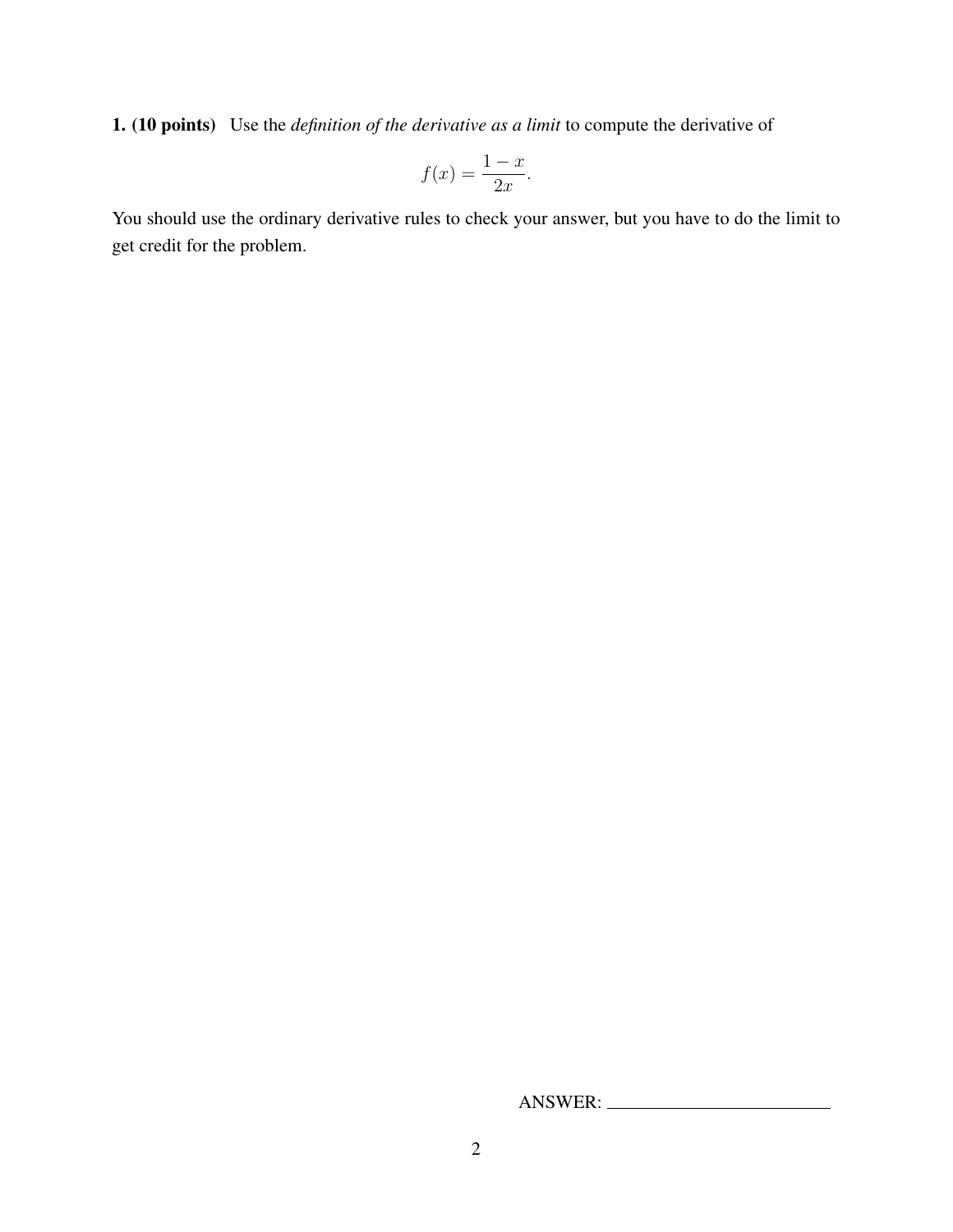**1. (10 points)** Use the *definition of the derivative as a limit* to compute the derivative of

$$f(x) = \frac{1-x}{2x}.$$

You should use the ordinary derivative rules to check your answer, but you have to do the limit to get credit for the problem.

ANSWER: ________________________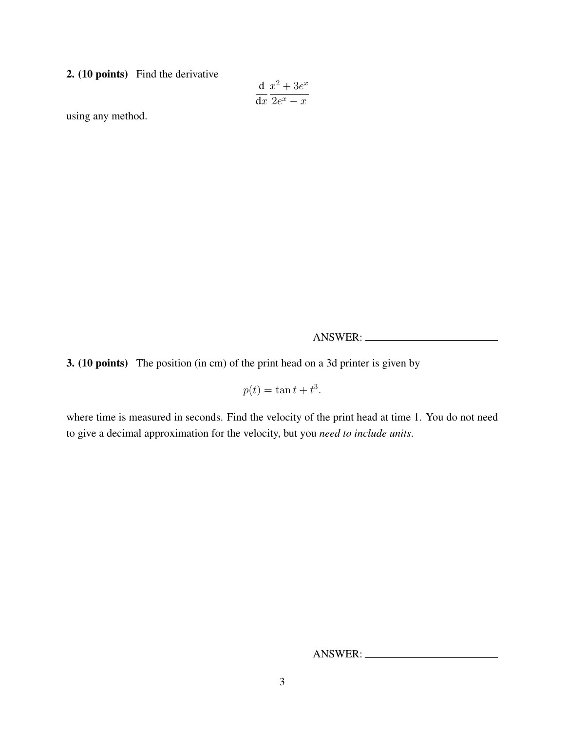**2. (10 points)** Find the derivative

$$\frac{\mathrm{d}}{\mathrm{d}x}\frac{x^2+3e^x}{2e^x-x}$$

using any method.

ANSWER: \_\_\_\_\_\_\_\_\_\_\_\_\_\_\_\_\_\_\_\_\_\_\_\_

**3. (10 points)** The position (in cm) of the print head on a 3d printer is given by

$$p(t) = \tan t + t^3.$$

where time is measured in seconds. Find the velocity of the print head at time 1. You do not need to give a decimal approximation for the velocity, but you *need to include units*.

ANSWER: \_\_\_\_\_\_\_\_\_\_\_\_\_\_\_\_\_\_\_\_\_\_\_\_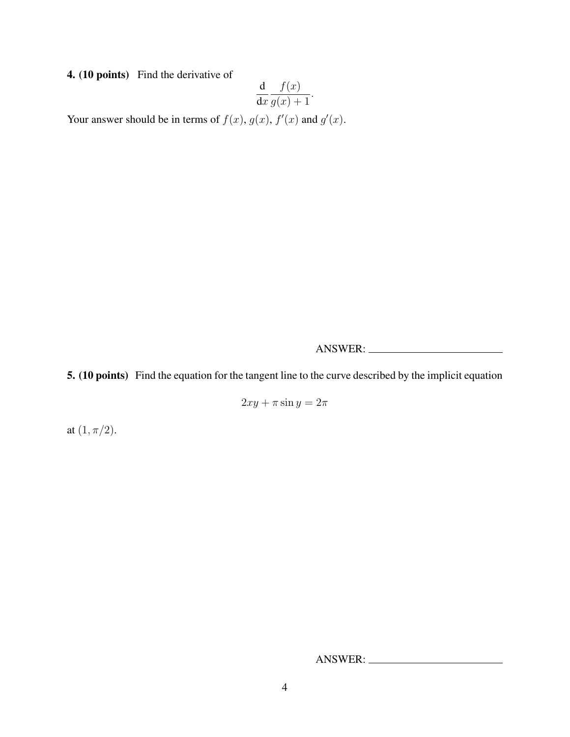**4. (10 points)** Find the derivative of

$$\frac{\mathrm{d}}{\mathrm{d}x}\frac{f(x)}{g(x)+1}.$$

Your answer should be in terms of $f(x)$, $g(x)$, $f'(x)$ and $g'(x)$.

ANSWER: ______________________

**5. (10 points)** Find the equation for the tangent line to the curve described by the implicit equation

$$2xy + \pi \sin y = 2\pi$$

at $(1, \pi/2)$.

ANSWER: ______________________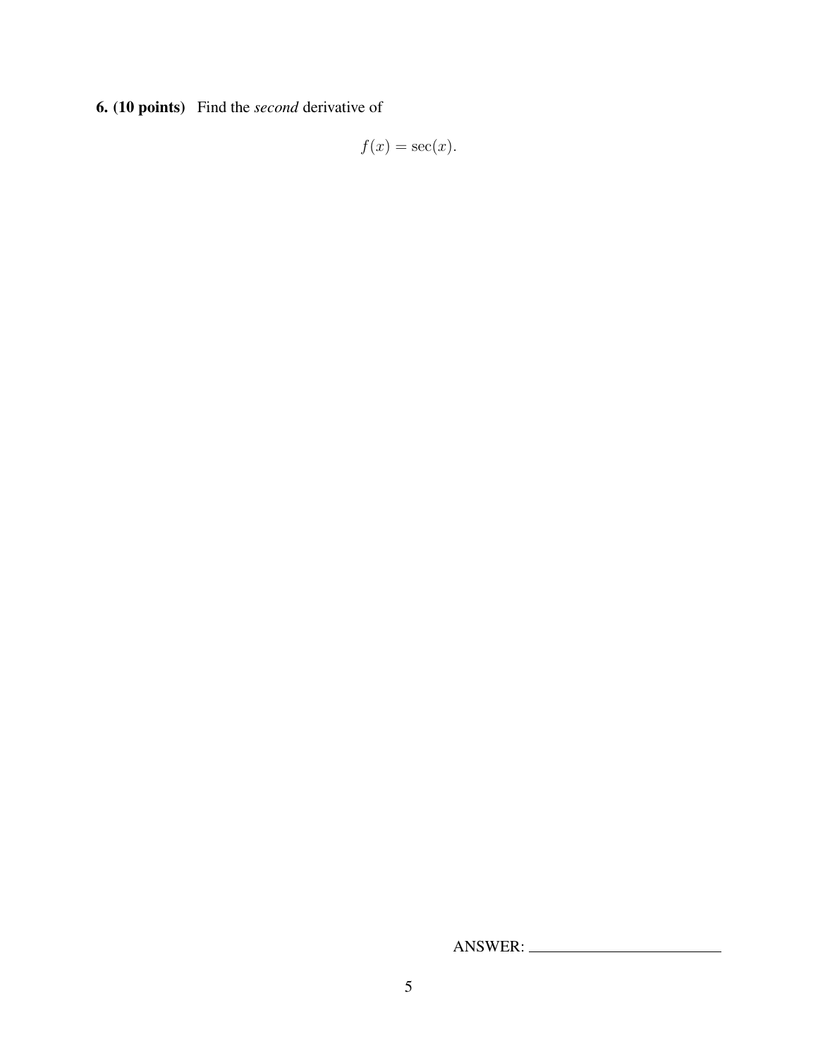**6. (10 points)** Find the *second* derivative of

$$f(x) = \sec(x).$$

ANSWER: ________________________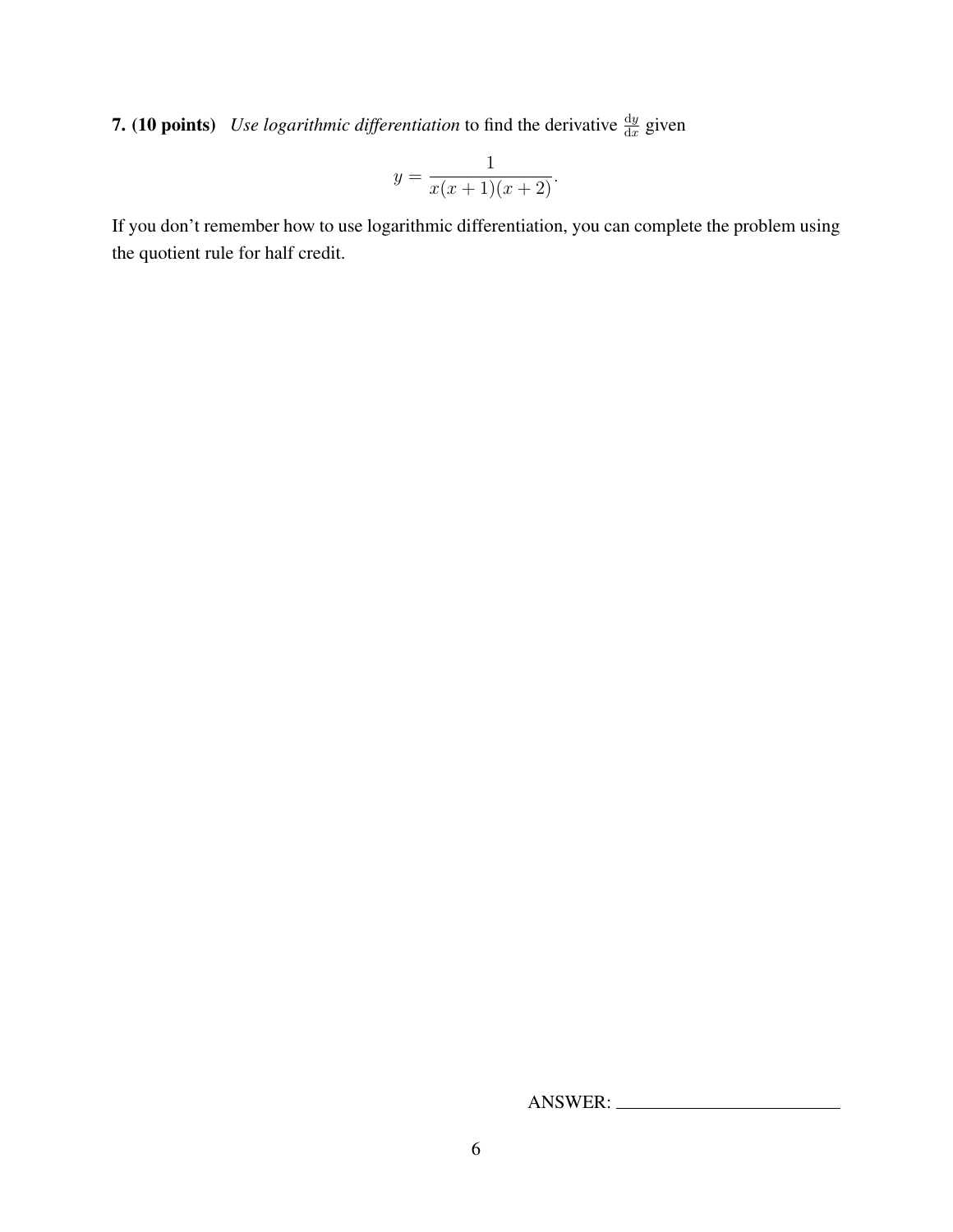**7. (10 points)** *Use logarithmic differentiation* to find the derivative $\frac{\mathrm{d}y}{\mathrm{d}x}$ given

$$y = \frac{1}{x(x+1)(x+2)}.$$

If you don't remember how to use logarithmic differentiation, you can complete the problem using the quotient rule for half credit.

ANSWER: ______________________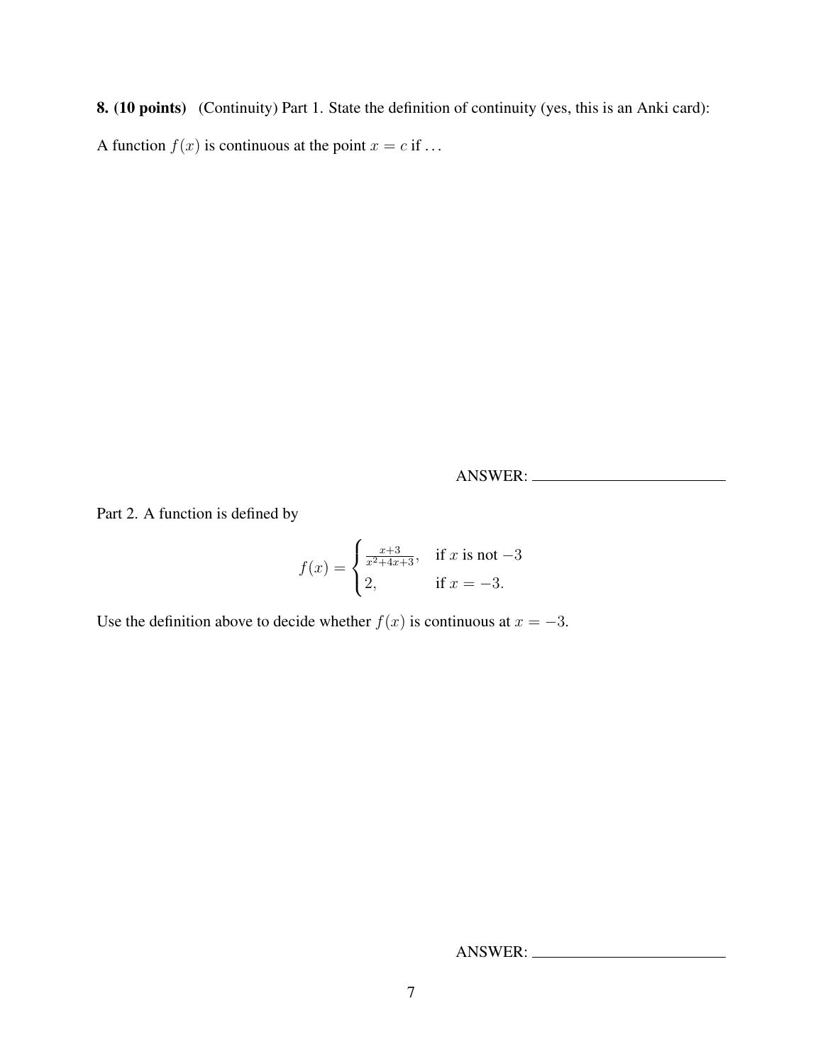**8. (10 points)** (Continuity) Part 1. State the definition of continuity (yes, this is an Anki card):

A function $f(x)$ is continuous at the point $x = c$ if . . .

ANSWER: ____________________

Part 2. A function is defined by

$$f(x) = \begin{cases} \frac{x+3}{x^2+4x+3}, & \text{if } x \text{ is not } -3 \\ 2, & \text{if } x = -3. \end{cases}$$

Use the definition above to decide whether $f(x)$ is continuous at $x = -3$.

ANSWER: ____________________